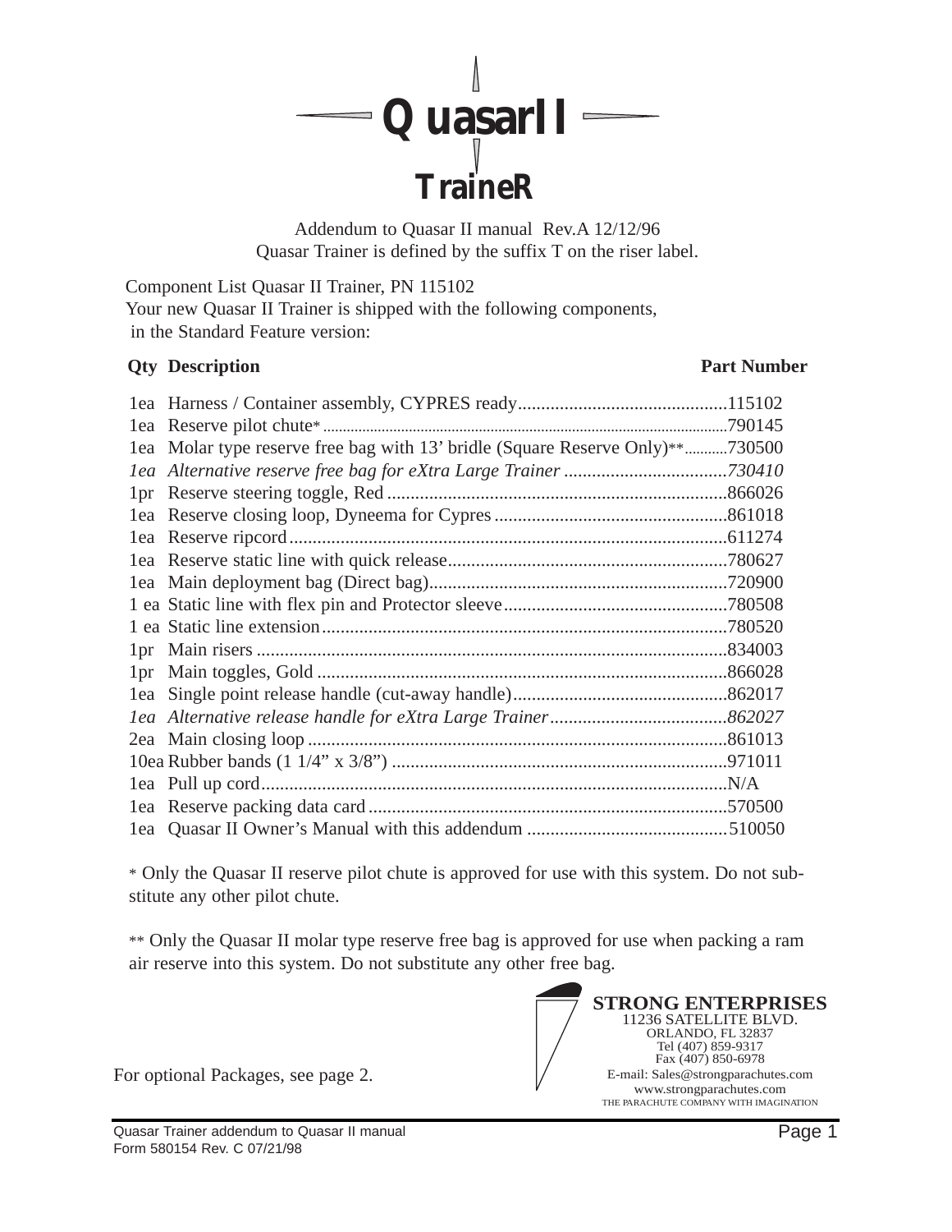# QuasarII

## TraineR

Addendum to Quasar II manual Rev.A 12/12/96
Quasar Trainer is defined by the suffix T on the riser label.

Component List Quasar II Trainer, PN 115102
Your new Quasar II Trainer is shipped with the following components, in the Standard Feature version:

| Qty | Description | Part Number |
|---|---|---|
| 1ea | Harness / Container assembly, CYPRES ready | 115102 |
| 1ea | Reserve pilot chute* | 790145 |
| 1ea | Molar type reserve free bag with 13' bridle (Square Reserve Only)** | 730500 |
| *1ea* | *Alternative reserve free bag for eXtra Large Trainer* | *730410* |
| 1pr | Reserve steering toggle, Red | 866026 |
| 1ea | Reserve closing loop, Dyneema for Cypres | 861018 |
| 1ea | Reserve ripcord | 611274 |
| 1ea | Reserve static line with quick release | 780627 |
| 1ea | Main deployment bag (Direct bag) | 720900 |
| 1 ea | Static line with flex pin and Protector sleeve | 780508 |
| 1 ea | Static line extension | 780520 |
| 1pr | Main risers | 834003 |
| 1pr | Main toggles, Gold | 866028 |
| 1ea | Single point release handle (cut-away handle) | 862017 |
| *1ea* | *Alternative release handle for eXtra Large Trainer* | *862027* |
| 2ea | Main closing loop | 861013 |
| 10ea | Rubber bands (1 1/4" x 3/8") | 971011 |
| 1ea | Pull up cord | N/A |
| 1ea | Reserve packing data card | 570500 |
| 1ea | Quasar II Owner's Manual with this addendum | 510050 |

* Only the Quasar II reserve pilot chute is approved for use with this system. Do not substitute any other pilot chute.

** Only the Quasar II molar type reserve free bag is approved for use when packing a ram air reserve into this system. Do not substitute any other free bag.

For optional Packages, see page 2.

**STRONG ENTERPRISES**
11236 SATELLITE BLVD.
ORLANDO, FL 32837
Tel (407) 859-9317
Fax (407) 850-6978
E-mail: Sales@strongparachutes.com
www.strongparachutes.com
THE PARACHUTE COMPANY WITH IMAGINATION

Quasar Trainer addendum to Quasar II manual
Form 580154 Rev. C 07/21/98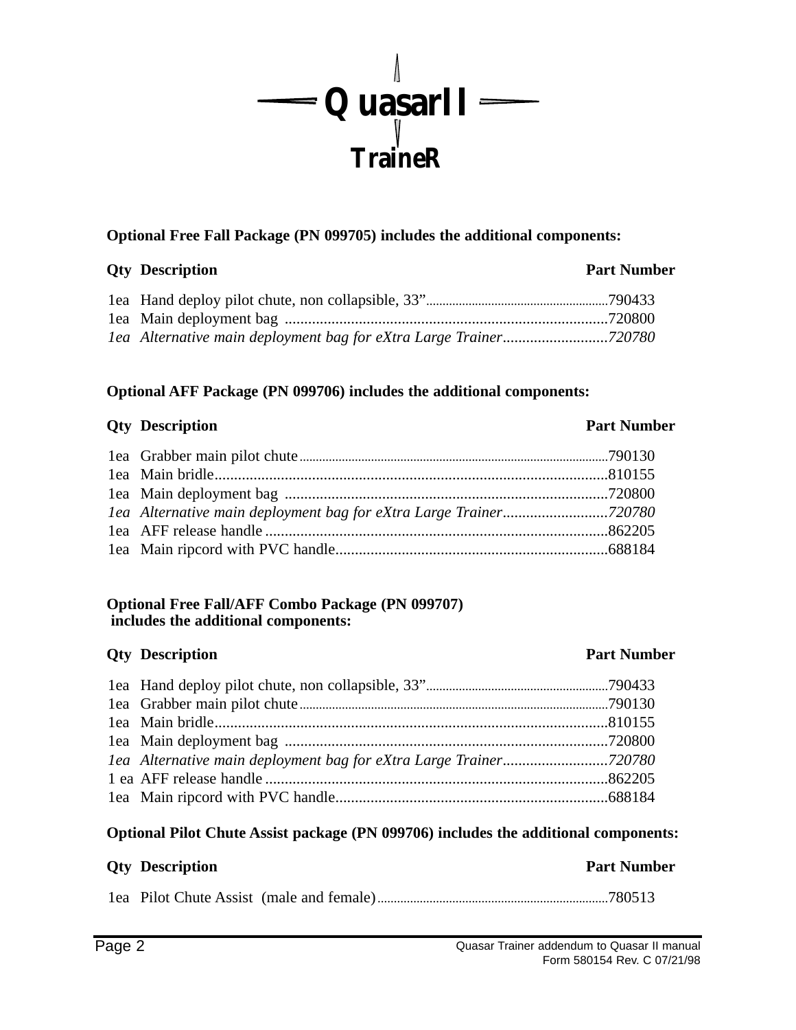# QuasarII TraineR

**Optional Free Fall Package (PN 099705) includes the additional components:**

| Qty | Description | Part Number |
|---|---|---|
| 1ea | Hand deploy pilot chute, non collapsible, 33” | 790433 |
| 1ea | Main deployment bag | 720800 |
| *1ea* | *Alternative main deployment bag for eXtra Large Trainer* | *720780* |

**Optional AFF Package (PN 099706) includes the additional components:**

| Qty | Description | Part Number |
|---|---|---|
| 1ea | Grabber main pilot chute | 790130 |
| 1ea | Main bridle | 810155 |
| 1ea | Main deployment bag | 720800 |
| *1ea* | *Alternative main deployment bag for eXtra Large Trainer* | *720780* |
| 1ea | AFF release handle | 862205 |
| 1ea | Main ripcord with PVC handle | 688184 |

**Optional Free Fall/AFF Combo Package (PN 099707) includes the additional components:**

| Qty | Description | Part Number |
|---|---|---|
| 1ea | Hand deploy pilot chute, non collapsible, 33” | 790433 |
| 1ea | Grabber main pilot chute | 790130 |
| 1ea | Main bridle | 810155 |
| 1ea | Main deployment bag | 720800 |
| *1ea* | *Alternative main deployment bag for eXtra Large Trainer* | *720780* |
| 1 ea | AFF release handle | 862205 |
| 1ea | Main ripcord with PVC handle | 688184 |

**Optional Pilot Chute Assist package (PN 099706) includes the additional components:**

| Qty | Description | Part Number |
|---|---|---|
| 1ea | Pilot Chute Assist (male and female) | 780513 |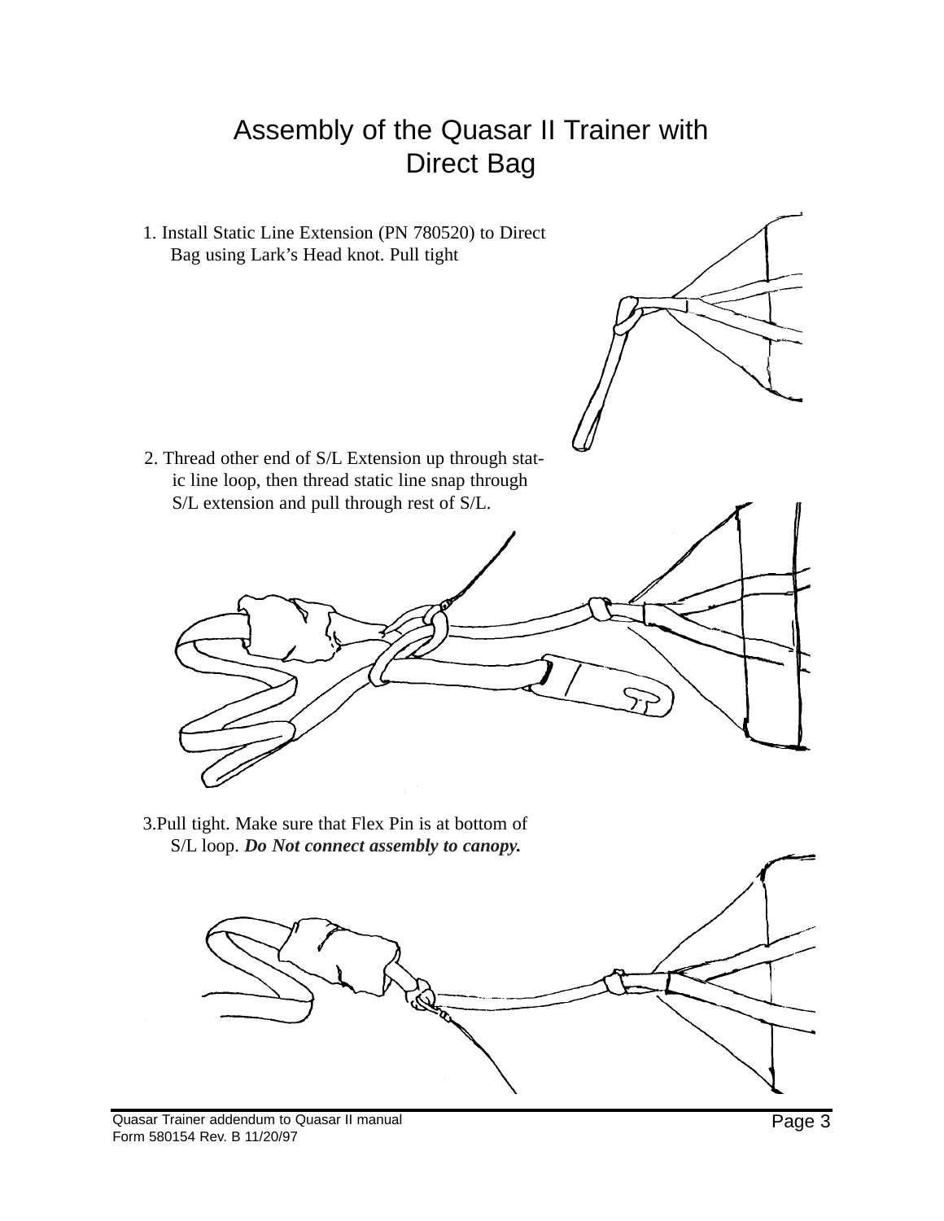# Assembly of the Quasar II Trainer with Direct Bag

1. Install Static Line Extension (PN 780520) to Direct Bag using Lark's Head knot. Pull tight

2. Thread other end of S/L Extension up through static line loop, then thread static line snap through S/L extension and pull through rest of S/L.

3. Pull tight. Make sure that Flex Pin is at bottom of S/L loop. ***Do Not connect assembly to canopy.***

Quasar Trainer addendum to Quasar II manual
Form 580154 Rev. B 11/20/97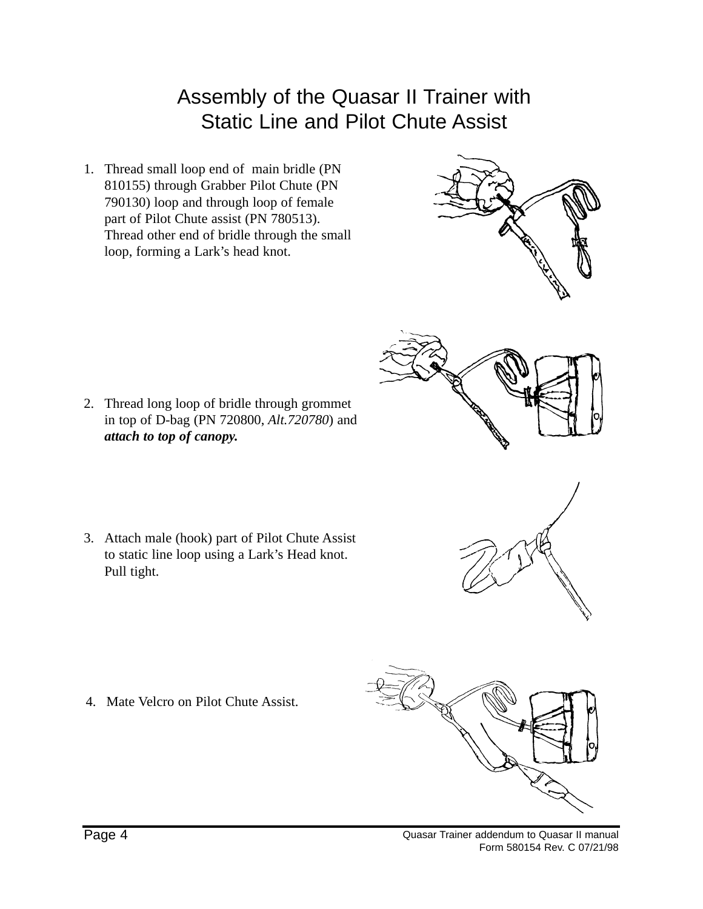# Assembly of the Quasar II Trainer with Static Line and Pilot Chute Assist

1. Thread small loop end of main bridle (PN 810155) through Grabber Pilot Chute (PN 790130) loop and through loop of female part of Pilot Chute assist (PN 780513). Thread other end of bridle through the small loop, forming a Lark's head knot.

2. Thread long loop of bridle through grommet in top of D-bag (PN 720800, *Alt.720780*) and ***attach to top of canopy.***

3. Attach male (hook) part of Pilot Chute Assist to static line loop using a Lark's Head knot. Pull tight.

4. Mate Velcro on Pilot Chute Assist.

Quasar Trainer addendum to Quasar II manual
Form 580154 Rev. C 07/21/98